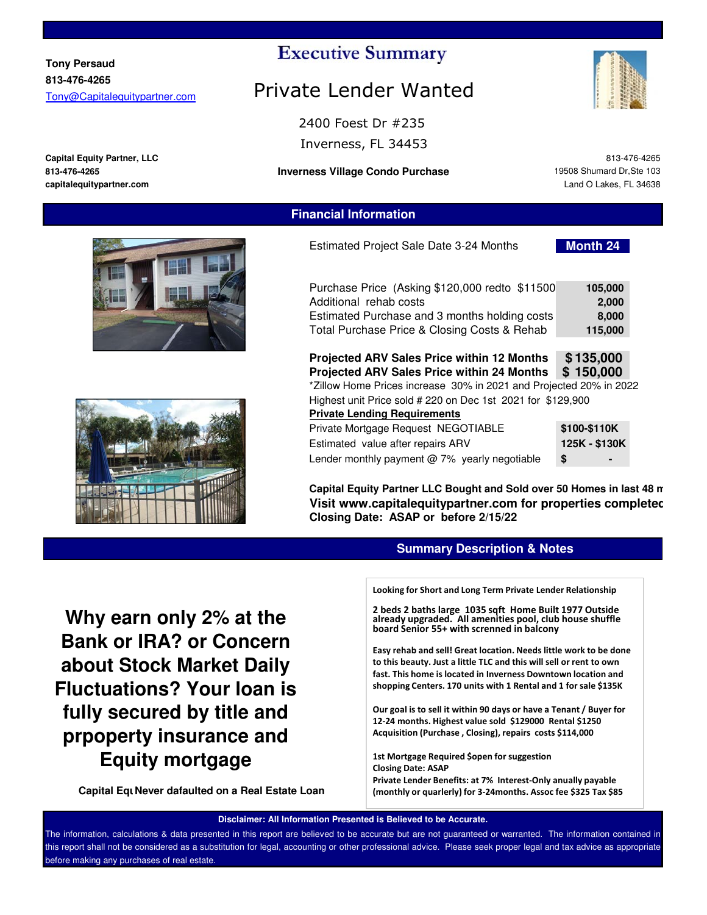Tony Persaud
813-476-4265
Tony@Capitalequitypartner.com

# Executive Summary

## Private Lender Wanted

2400 Foest Dr #235
Inverness, FL 34453

Capital Equity Partner, LLC
813-476-4265
capitalequitypartner.com

**Inverness Village Condo Purchase**

813-476-4265
19508 Shumard Dr,Ste 103
Land O Lakes, FL 34638

## Financial Information

| | |
|---|---|
| Estimated Project Sale Date 3-24 Months | **Month 24** |
| Purchase Price (Asking $120,000 redto $11500 | **105,000** |
| Additional rehab costs | **2,000** |
| Estimated Purchase and 3 months holding costs | **8,000** |
| Total Purchase Price & Closing Costs & Rehab | **115,000** |
| **Projected ARV Sales Price within 12 Months** | **$ 135,000** |
| **Projected ARV Sales Price within 24 Months** | **$ 150,000** |

*Zillow Home Prices increase 30% in 2021 and Projected 20% in 2022
Highest unit Price sold # 220 on Dec 1st 2021 for $129,900

**Private Lending Requirements**

| | |
|---|---|
| Private Mortgage Request NEGOTIABLE | **$100-$110K** |
| Estimated value after repairs ARV | **125K - $130K** |
| Lender monthly payment @ 7% yearly negotiable | **$ -** |

**Capital Equity Partner LLC Bought and Sold over 50 Homes in last 48 m**
**Visit www.capitalequitypartner.com for properties completed**
**Closing Date: ASAP or before 2/15/22**

## Summary Description & Notes

**Why earn only 2% at the Bank or IRA? or Concern about Stock Market Daily Fluctuations? Your loan is fully secured by title and prpoperty insurance and Equity mortgage**

**Capital Equ Never dafaulted on a Real Estate Loan**

**Looking for Short and Long Term Private Lender Relationship**

**2 beds 2 baths large 1035 sqft Home Built 1977 Outside already upgraded. All amenities pool, club house shuffle board Senior 55+ with screned in balcony**

**Easy rehab and sell! Great location. Needs little work to be done to this beauty. Just a little TLC and this will sell or rent to own fast. This home is located in Inverness Downtown location and shopping Centers. 170 units with 1 Rental and 1 for sale $135K**

**Our goal is to sell it within 90 days or have a Tenant / Buyer for 12-24 months. Highest value sold $129000 Rental $1250 Acquisition (Purchase , Closing), repairs costs $114,000**

**1st Mortgage Required $open for suggestion**
**Closing Date: ASAP**
**Private Lender Benefits: at 7% Interest-Only anually payable (monthly or quarlerly) for 3-24months. Assoc fee $325 Tax $85**

**Disclaimer: All Information Presented is Believed to be Accurate.**

The information, calculations & data presented in this report are believed to be accurate but are not guaranteed or warranted. The information contained in this report shall not be considered as a substitution for legal, accounting or other professional advice. Please seek proper legal and tax advice as appropriate before making any purchases of real estate.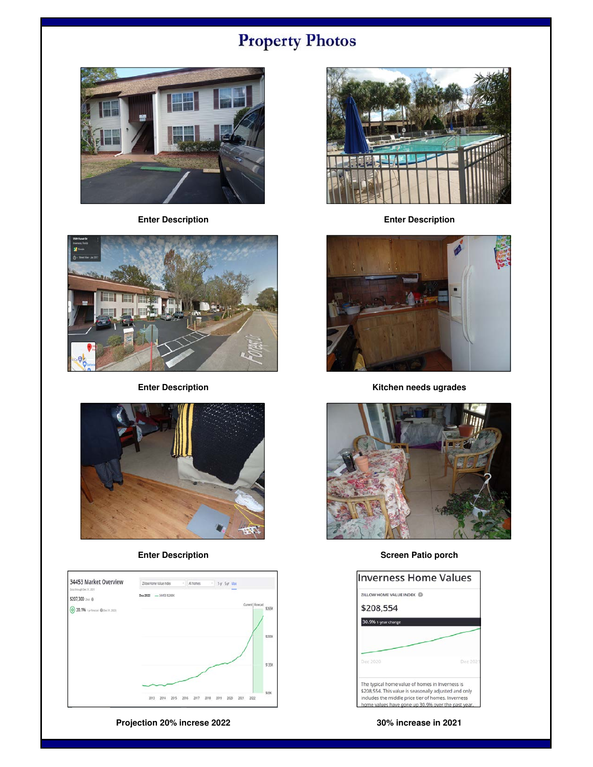# Property Photos

Enter Description

Enter Description

Enter Description

Kitchen needs ugrades

Enter Description

Screen Patio porch

34453 Market Overview

$207,300

20.1%

Dec 2022 — 34453 $248K

Current | Forecast

$265K

$200K

$135K

$69K

2013 2014 2015 2016 2017 2018 2019 2020 2021 2022

Projection 20% increse 2022

Inverness Home Values

ZILLOW HOME VALUE INDEX

$208,554

30.9% 1-year change

Dec 2020

Dec 2021

The typical home value of homes in Inverness is $208,554. This value is seasonally adjusted and only includes the middle price tier of homes. Inverness home values have gone up 30.9% over the past year.

30% increase in 2021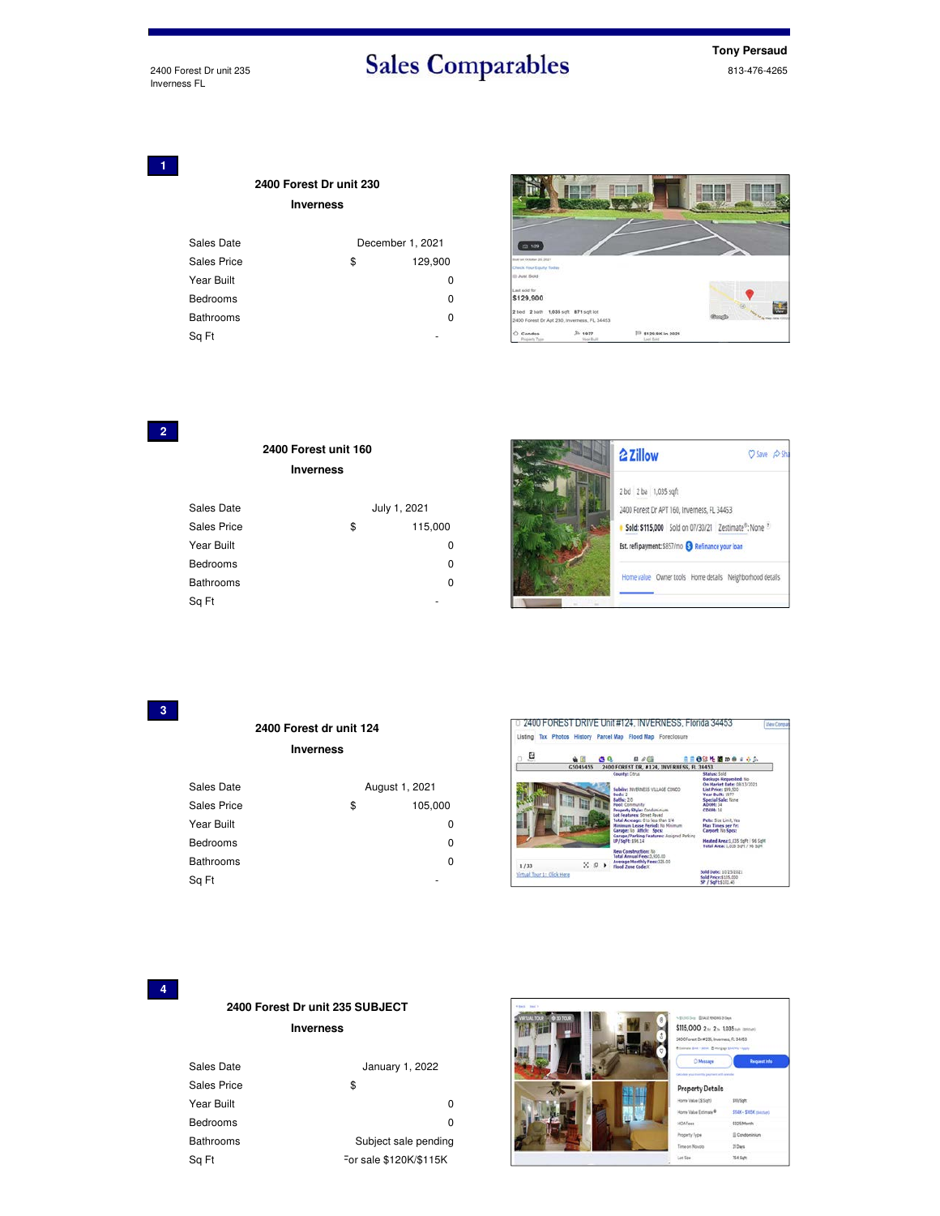# Sales Comparables

2400 Forest Dr unit 235
Inverness FL

**Tony Persaud**
813-476-4265

**1**

**2400 Forest Dr unit 230**

**Inverness**

| | | |
|---|---|---|
| Sales Date | | December 1, 2021 |
| Sales Price | $ | 129,900 |
| Year Built | | 0 |
| Bedrooms | | 0 |
| Bathrooms | | 0 |
| Sq Ft | | - |

**2**

**2400 Forest unit 160**

**Inverness**

| | | |
|---|---|---|
| Sales Date | | July 1, 2021 |
| Sales Price | $ | 115,000 |
| Year Built | | 0 |
| Bedrooms | | 0 |
| Bathrooms | | 0 |
| Sq Ft | | - |

**3**

**2400 Forest dr unit 124**

**Inverness**

| | | |
|---|---|---|
| Sales Date | | August 1, 2021 |
| Sales Price | $ | 105,000 |
| Year Built | | 0 |
| Bedrooms | | 0 |
| Bathrooms | | 0 |
| Sq Ft | | - |

**4**

**2400 Forest Dr unit 235 SUBJECT**

**Inverness**

| | | |
|---|---|---|
| Sales Date | | January 1, 2022 |
| Sales Price | $ | |
| Year Built | | 0 |
| Bedrooms | | 0 |
| Bathrooms | | Subject sale pending |
| Sq Ft | | For sale $120K/$115K |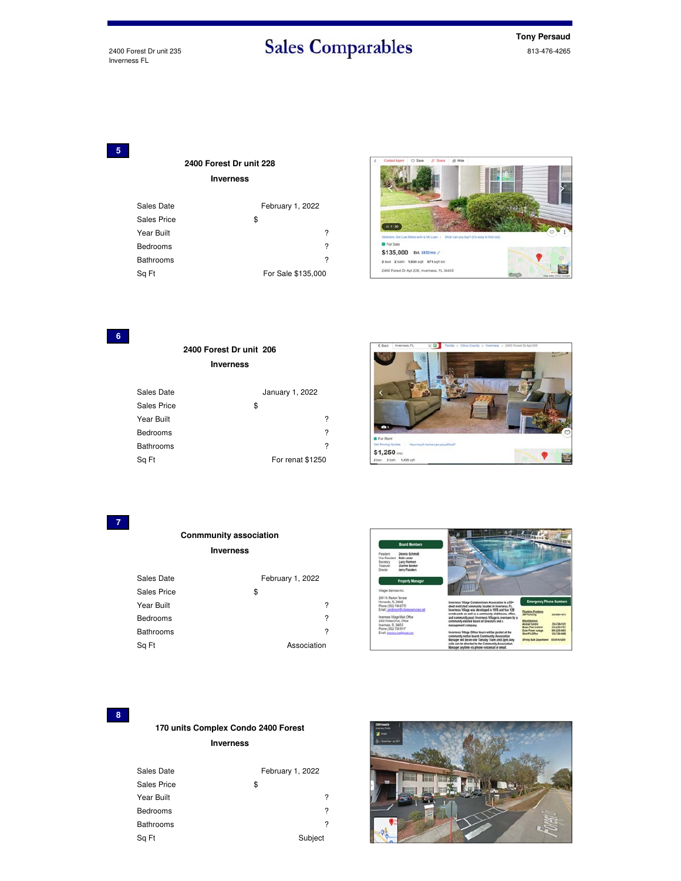2400 Forest Dr unit 235
Inverness FL

# Sales Comparables

**Tony Persaud**
813-476-4265

**5**

**2400 Forest Dr unit 228**

**Inverness**

| | |
|---|---|
| Sales Date | February 1, 2022 |
| Sales Price | $ |
| Year Built | ? |
| Bedrooms | ? |
| Bathrooms | ? |
| Sq Ft | For Sale $135,000 |

**6**

**2400 Forest Dr unit 206**

**Inverness**

| | |
|---|---|
| Sales Date | January 1, 2022 |
| Sales Price | $ |
| Year Built | ? |
| Bedrooms | ? |
| Bathrooms | ? |
| Sq Ft | For renat $1250 |

**7**

**Conmmunity association**

**Inverness**

| | |
|---|---|
| Sales Date | February 1, 2022 |
| Sales Price | $ |
| Year Built | ? |
| Bedrooms | ? |
| Bathrooms | ? |
| Sq Ft | Association |

**8**

**170 units Complex Condo 2400 Forest**

**Inverness**

| | |
|---|---|
| Sales Date | February 1, 2022 |
| Sales Price | $ |
| Year Built | ? |
| Bedrooms | ? |
| Bathrooms | ? |
| Sq Ft | Subject |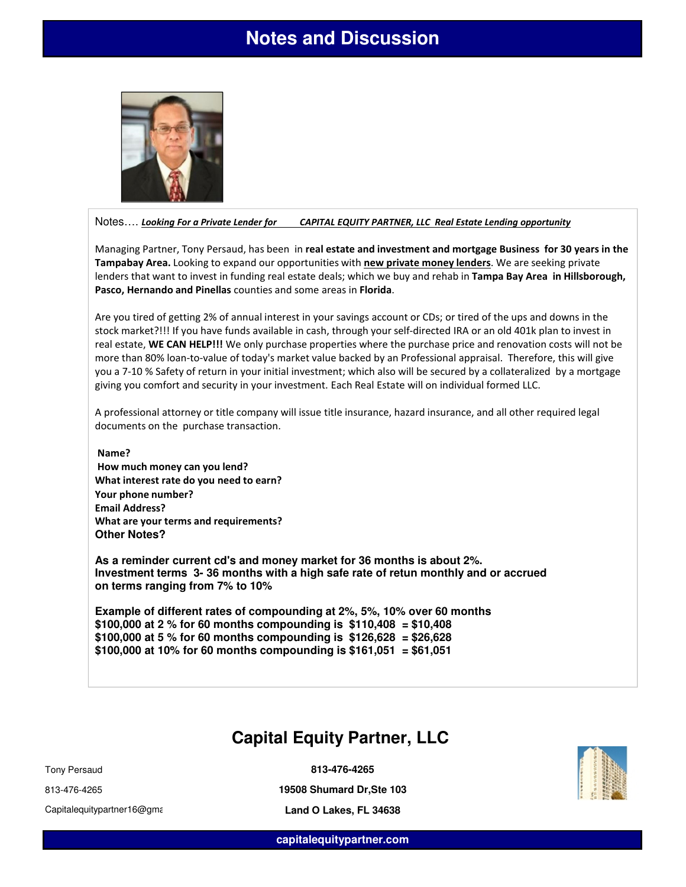# Notes and Discussion

Notes…. ***Looking For a Private Lender for CAPITAL EQUITY PARTNER, LLC Real Estate Lending opportunity***

Managing Partner, Tony Persaud, has been in **real estate and investment and mortgage Business for 30 years in the Tampabay Area.** Looking to expand our opportunities with **new private money lenders**. We are seeking private lenders that want to invest in funding real estate deals; which we buy and rehab in **Tampa Bay Area in Hillsborough, Pasco, Hernando and Pinellas** counties and some areas in **Florida**.

Are you tired of getting 2% of annual interest in your savings account or CDs; or tired of the ups and downs in the stock market?!!! If you have funds available in cash, through your self-directed IRA or an old 401k plan to invest in real estate, **WE CAN HELP!!!** We only purchase properties where the purchase price and renovation costs will not be more than 80% loan-to-value of today's market value backed by an Professional appraisal. Therefore, this will give you a 7-10 % Safety of return in your initial investment; which also will be secured by a collateralized by a mortgage giving you comfort and security in your investment. Each Real Estate will on individual formed LLC.

A professional attorney or title company will issue title insurance, hazard insurance, and all other required legal documents on the purchase transaction.

**Name?**
**How much money can you lend?**
**What interest rate do you need to earn?**
**Your phone number?**
**Email Address?**
**What are your terms and requirements?**
**Other Notes?**

**As a reminder current cd's and money market for 36 months is about 2%.**
**Investment terms 3- 36 months with a high safe rate of retun monthly and or accrued on terms ranging from 7% to 10%**

**Example of different rates of compounding at 2%, 5%, 10% over 60 months**
**$100,000 at 2 % for 60 months compounding is $110,408 = $10,408**
**$100,000 at 5 % for 60 months compounding is $126,628 = $26,628**
**$100,000 at 10% for 60 months compounding is $161,051 = $61,051**

## Capital Equity Partner, LLC

Tony Persaud
813-476-4265
Capitalequitypartner16@gma

**813-476-4265**
**19508 Shumard Dr,Ste 103**
**Land O Lakes, FL 34638**

**capitalequitypartner.com**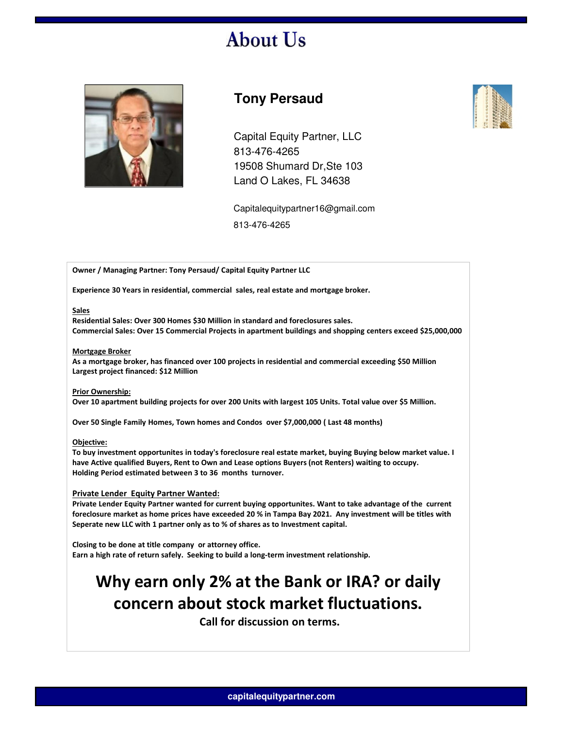# About Us

## Tony Persaud

Capital Equity Partner, LLC
813-476-4265
19508 Shumard Dr,Ste 103
Land O Lakes, FL 34638

Capitalequitypartner16@gmail.com
813-476-4265

**Owner / Managing Partner: Tony Persaud/ Capital Equity Partner LLC**

**Experience 30 Years in residential, commercial sales, real estate and mortgage broker.**

**Sales**
**Residential Sales: Over 300 Homes $30 Million in standard and foreclosures sales.**
**Commercial Sales: Over 15 Commercial Projects in apartment buildings and shopping centers exceed $25,000,000**

**Mortgage Broker**
**As a mortgage broker, has financed over 100 projects in residential and commercial exceeding $50 Million**
**Largest project financed: $12 Million**

**Prior Ownership:**
**Over 10 apartment building projects for over 200 Units with largest 105 Units. Total value over $5 Million.**

**Over 50 Single Family Homes, Town homes and Condos over $7,000,000 ( Last 48 months)**

**Objective:**
**To buy investment opportunites in today's foreclosure real estate market, buying Buying below market value. I have Active qualified Buyers, Rent to Own and Lease options Buyers (not Renters) waiting to occupy.**
**Holding Period estimated between 3 to 36 months turnover.**

**Private Lender Equity Partner Wanted:**
**Private Lender Equity Partner wanted for current buying opportunites. Want to take advantage of the current foreclosure market as home prices have exceeded 20 % in Tampa Bay 2021. Any investment will be titles with Seperate new LLC with 1 partner only as to % of shares as to Investment capital.**

**Closing to be done at title company or attorney office.**
**Earn a high rate of return safely. Seeking to build a long-term investment relationship.**

## Why earn only 2% at the Bank or IRA? or daily concern about stock market fluctuations.

**Call for discussion on terms.**

capitalequitypartner.com